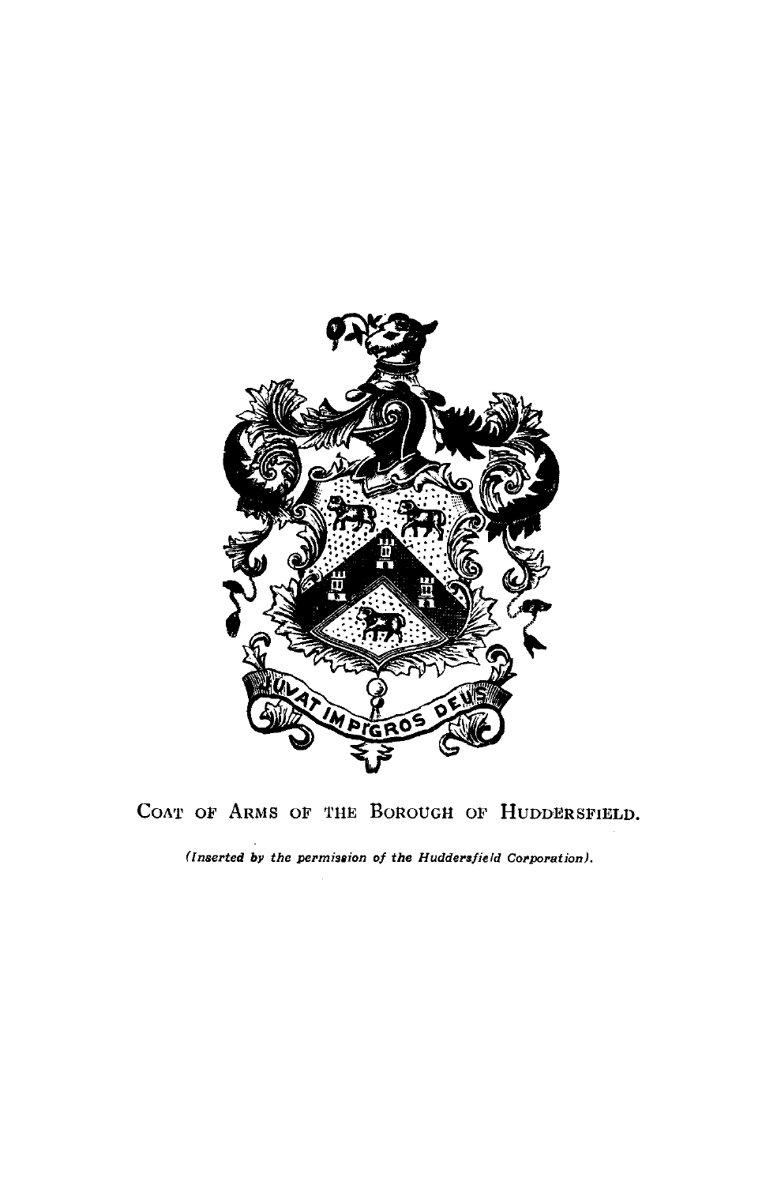COAT OF ARMS OF THE BOROUGH OF HUDDERSFIELD.

*(Inserted by the permission of the Huddersfield Corporation).*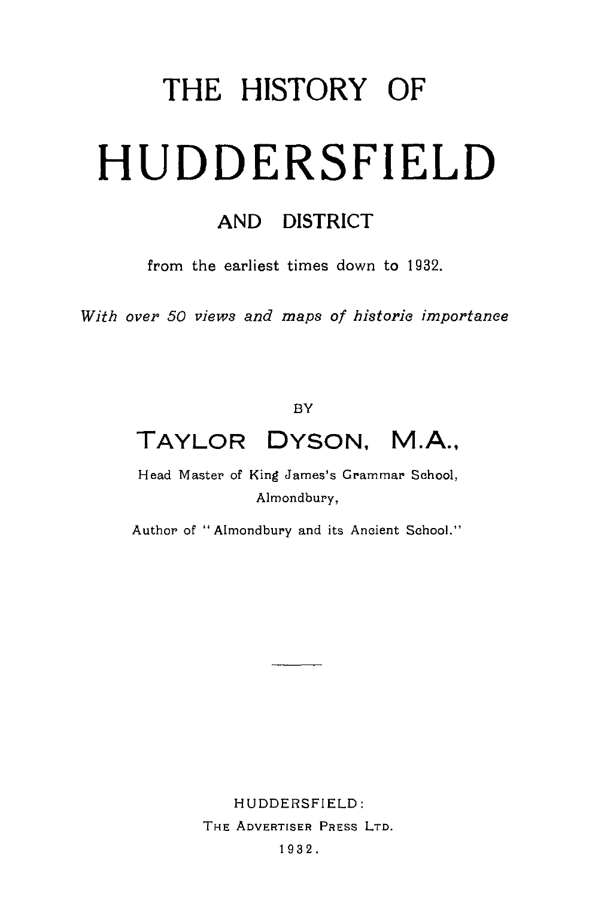# THE HISTORY OF

# HUDDERSFIELD

## AND DISTRICT

from the earliest times down to 1932.

*With over 50 views and maps of historic importance*

BY

## TAYLOR DYSON, M.A.,

Head Master of King James's Grammar School,
Almondbury,

Author of "Almondbury and its Ancient School."

---

HUDDERSFIELD:
THE ADVERTISER PRESS LTD.
1932.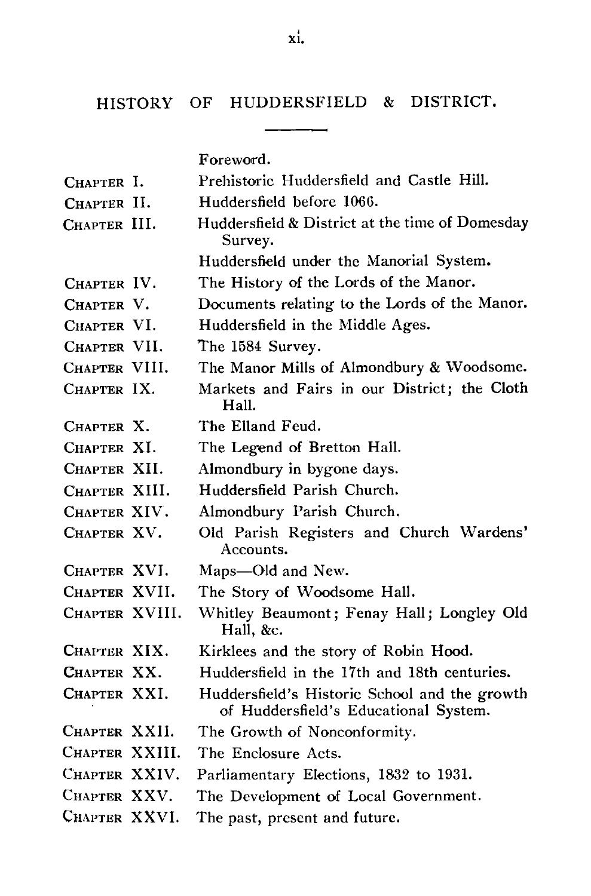# HISTORY OF HUDDERSFIELD & DISTRICT.

| | |
|---|---|
| | Foreword. |
| CHAPTER I. | Prehistoric Huddersfield and Castle Hill. |
| CHAPTER II. | Huddersfield before 1066. |
| CHAPTER III. | Huddersfield & District at the time of Domesday Survey. |
| | Huddersfield under the Manorial System. |
| CHAPTER IV. | The History of the Lords of the Manor. |
| CHAPTER V. | Documents relating to the Lords of the Manor. |
| CHAPTER VI. | Huddersfield in the Middle Ages. |
| CHAPTER VII. | The 1584 Survey. |
| CHAPTER VIII. | The Manor Mills of Almondbury & Woodsome. |
| CHAPTER IX. | Markets and Fairs in our District; the Cloth Hall. |
| CHAPTER X. | The Elland Feud. |
| CHAPTER XI. | The Legend of Bretton Hall. |
| CHAPTER XII. | Almondbury in bygone days. |
| CHAPTER XIII. | Huddersfield Parish Church. |
| CHAPTER XIV. | Almondbury Parish Church. |
| CHAPTER XV. | Old Parish Registers and Church Wardens' Accounts. |
| CHAPTER XVI. | Maps—Old and New. |
| CHAPTER XVII. | The Story of Woodsome Hall. |
| CHAPTER XVIII. | Whitley Beaumont; Fenay Hall; Longley Old Hall, &c. |
| CHAPTER XIX. | Kirklees and the story of Robin Hood. |
| CHAPTER XX. | Huddersfield in the 17th and 18th centuries. |
| CHAPTER XXI. | Huddersfield's Historic School and the growth of Huddersfield's Educational System. |
| CHAPTER XXII. | The Growth of Nonconformity. |
| CHAPTER XXIII. | The Enclosure Acts. |
| CHAPTER XXIV. | Parliamentary Elections, 1832 to 1931. |
| CHAPTER XXV. | The Development of Local Government. |
| CHAPTER XXVI. | The past, present and future. |